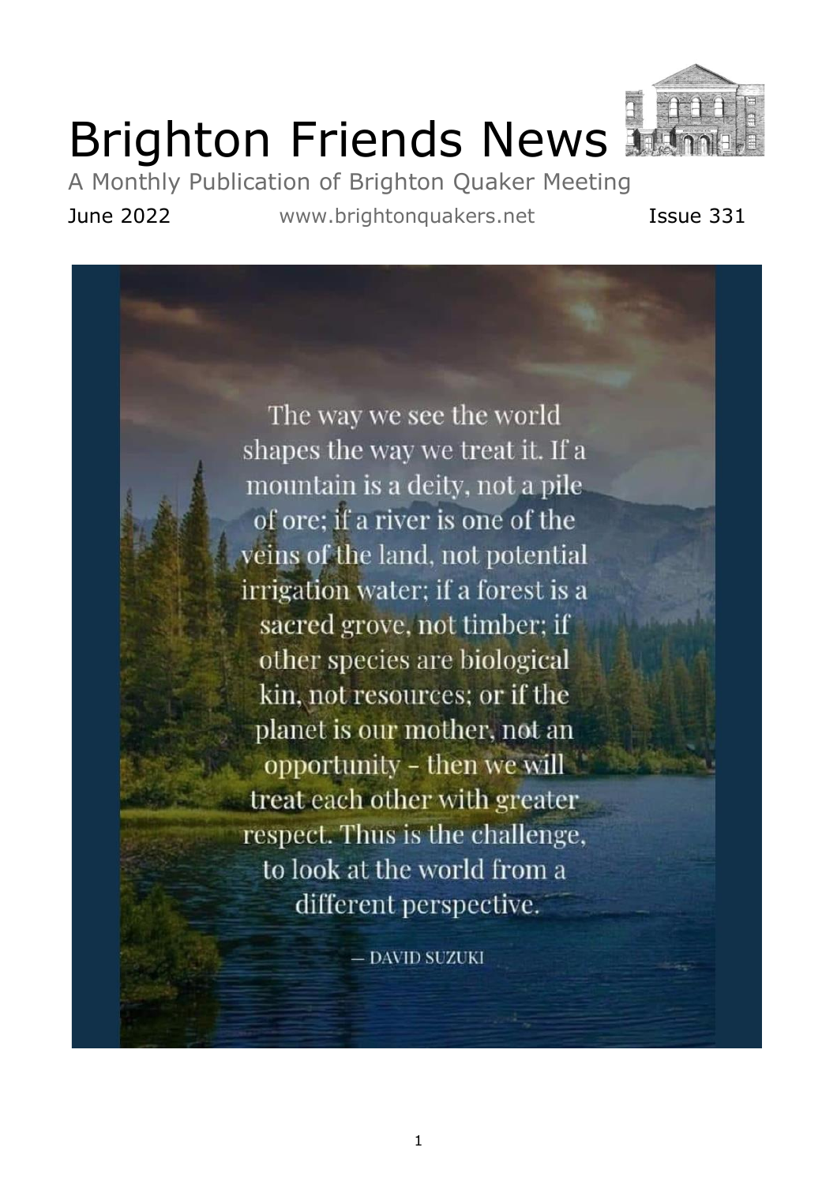# Brighton Friends News

A Monthly Publication of Brighton Quaker Meeting

June 2022 www.brightonquakers.net Issue 331

The way we see the world shapes the way we treat it. If a mountain is a deity, not a pile of ore; if a river is one of the veins of the land, not potential irrigation water; if a forest is a sacred grove, not timber; if other species are biological kin, not resources; or if the planet is our mother, not an opportunity – then we will treat each other with greater respect. Thus is the challenge, to look at the world from a different perspective.

— DAVID SUZUKI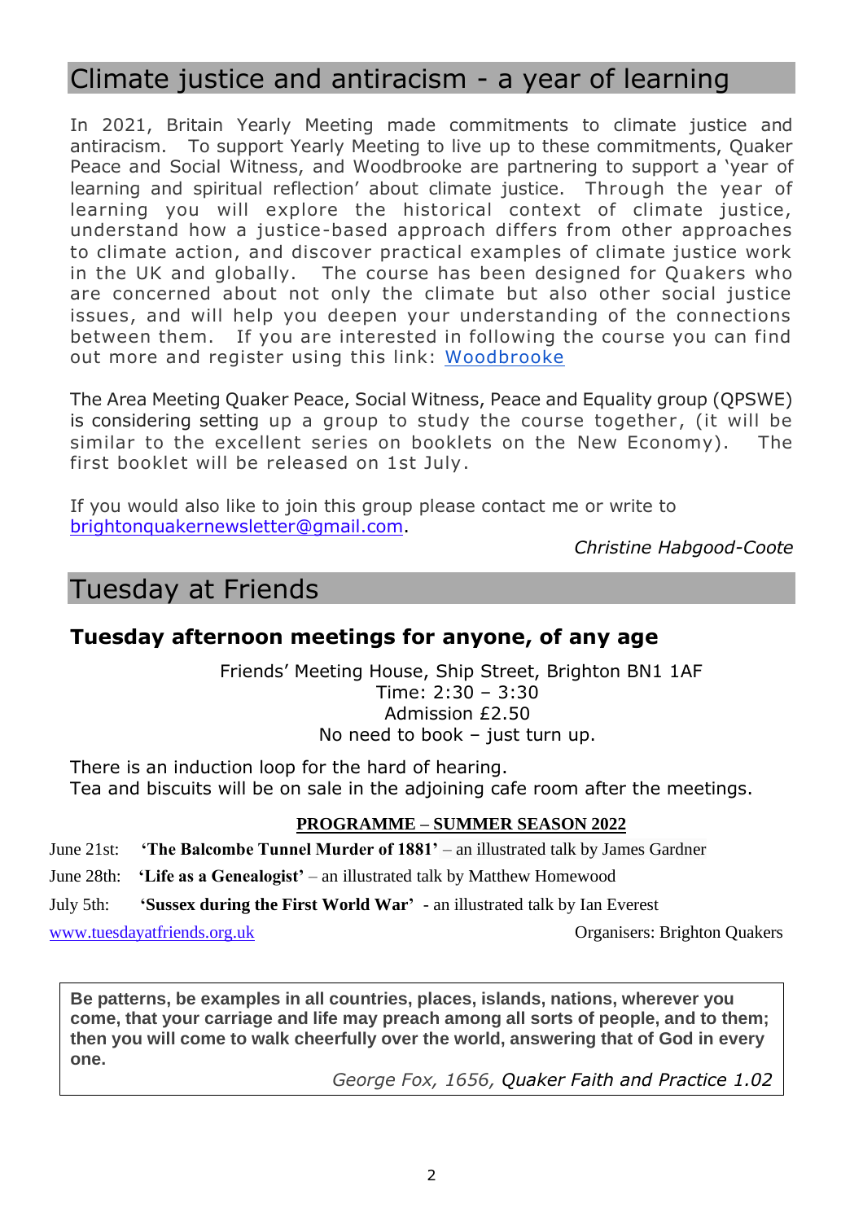# Climate justice and antiracism - a year of learning

In 2021, Britain Yearly Meeting made commitments to climate justice and antiracism. To support Yearly Meeting to live up to these commitments, Quaker Peace and Social Witness, and Woodbrooke are partnering to support a 'year of learning and spiritual reflection' about climate justice. Through the year of learning you will explore the historical context of climate justice, understand how a justice-based approach differs from other approaches to climate action, and discover practical examples of climate justice work in the UK and globally. The course has been designed for Quakers who are concerned about not only the climate but also other social justice issues, and will help you deepen your understanding of the connections between them. If you are interested in following the course you can find out more and register using this link: Woodbrooke

The Area Meeting Quaker Peace, Social Witness, Peace and Equality group (QPSWE) is considering setting up a group to study the course together, (it will be similar to the excellent series on booklets on the New Economy). The first booklet will be released on 1st July.

If you would also like to join this group please contact me or write to brightonquakernewsletter@gmail.com.

*Christine Habgood-Coote*

# Tuesday at Friends

## Tuesday afternoon meetings for anyone, of any age

Friends' Meeting House, Ship Street, Brighton BN1 1AF
Time: 2:30 – 3:30
Admission £2.50
No need to book – just turn up.

There is an induction loop for the hard of hearing.
Tea and biscuits will be on sale in the adjoining cafe room after the meetings.

**PROGRAMME – SUMMER SEASON 2022**

June 21st: **'The Balcombe Tunnel Murder of 1881'** – an illustrated talk by James Gardner

June 28th: **'Life as a Genealogist'** – an illustrated talk by Matthew Homewood

July 5th: **'Sussex during the First World War'** - an illustrated talk by Ian Everest

www.tuesdayatfriends.org.uk — Organisers: Brighton Quakers

> **Be patterns, be examples in all countries, places, islands, nations, wherever you come, that your carriage and life may preach among all sorts of people, and to them; then you will come to walk cheerfully over the world, answering that of God in every one.**
>
> *George Fox, 1656, Quaker Faith and Practice 1.02*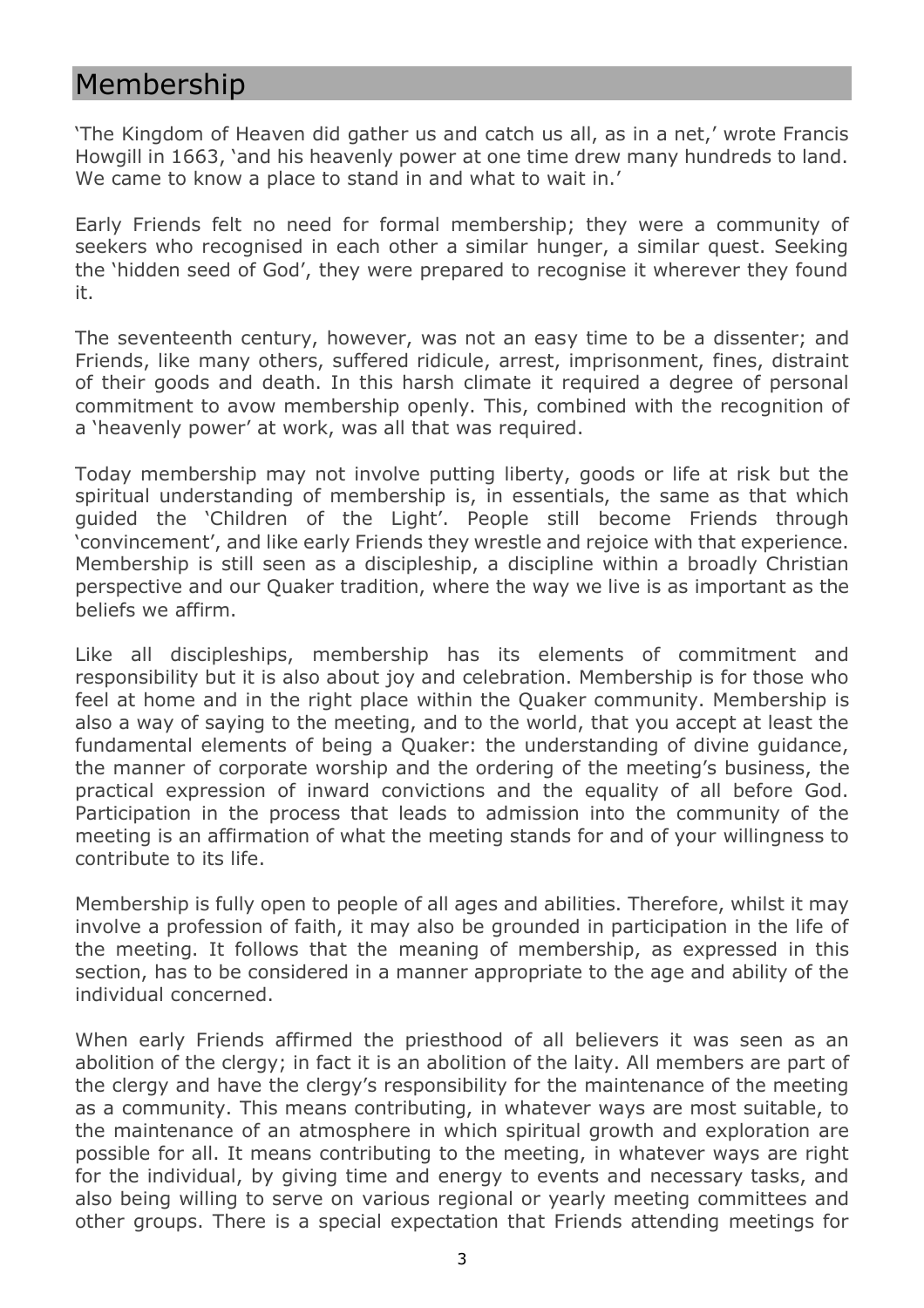# Membership

'The Kingdom of Heaven did gather us and catch us all, as in a net,' wrote Francis Howgill in 1663, 'and his heavenly power at one time drew many hundreds to land. We came to know a place to stand in and what to wait in.'

Early Friends felt no need for formal membership; they were a community of seekers who recognised in each other a similar hunger, a similar quest. Seeking the 'hidden seed of God', they were prepared to recognise it wherever they found it.

The seventeenth century, however, was not an easy time to be a dissenter; and Friends, like many others, suffered ridicule, arrest, imprisonment, fines, distraint of their goods and death. In this harsh climate it required a degree of personal commitment to avow membership openly. This, combined with the recognition of a 'heavenly power' at work, was all that was required.

Today membership may not involve putting liberty, goods or life at risk but the spiritual understanding of membership is, in essentials, the same as that which guided the 'Children of the Light'. People still become Friends through 'convincement', and like early Friends they wrestle and rejoice with that experience. Membership is still seen as a discipleship, a discipline within a broadly Christian perspective and our Quaker tradition, where the way we live is as important as the beliefs we affirm.

Like all discipleships, membership has its elements of commitment and responsibility but it is also about joy and celebration. Membership is for those who feel at home and in the right place within the Quaker community. Membership is also a way of saying to the meeting, and to the world, that you accept at least the fundamental elements of being a Quaker: the understanding of divine guidance, the manner of corporate worship and the ordering of the meeting's business, the practical expression of inward convictions and the equality of all before God. Participation in the process that leads to admission into the community of the meeting is an affirmation of what the meeting stands for and of your willingness to contribute to its life.

Membership is fully open to people of all ages and abilities. Therefore, whilst it may involve a profession of faith, it may also be grounded in participation in the life of the meeting. It follows that the meaning of membership, as expressed in this section, has to be considered in a manner appropriate to the age and ability of the individual concerned.

When early Friends affirmed the priesthood of all believers it was seen as an abolition of the clergy; in fact it is an abolition of the laity. All members are part of the clergy and have the clergy's responsibility for the maintenance of the meeting as a community. This means contributing, in whatever ways are most suitable, to the maintenance of an atmosphere in which spiritual growth and exploration are possible for all. It means contributing to the meeting, in whatever ways are right for the individual, by giving time and energy to events and necessary tasks, and also being willing to serve on various regional or yearly meeting committees and other groups. There is a special expectation that Friends attending meetings for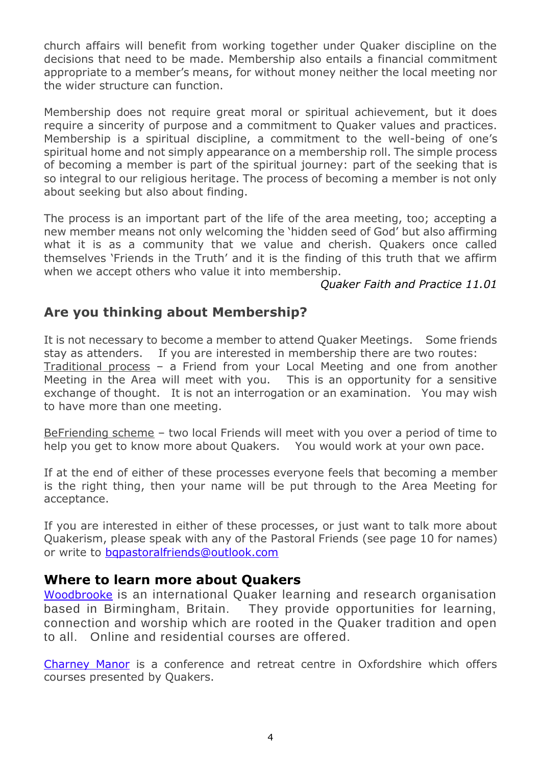church affairs will benefit from working together under Quaker discipline on the decisions that need to be made. Membership also entails a financial commitment appropriate to a member's means, for without money neither the local meeting nor the wider structure can function.

Membership does not require great moral or spiritual achievement, but it does require a sincerity of purpose and a commitment to Quaker values and practices. Membership is a spiritual discipline, a commitment to the well-being of one's spiritual home and not simply appearance on a membership roll. The simple process of becoming a member is part of the spiritual journey: part of the seeking that is so integral to our religious heritage. The process of becoming a member is not only about seeking but also about finding.

The process is an important part of the life of the area meeting, too; accepting a new member means not only welcoming the 'hidden seed of God' but also affirming what it is as a community that we value and cherish. Quakers once called themselves 'Friends in the Truth' and it is the finding of this truth that we affirm when we accept others who value it into membership.

*Quaker Faith and Practice 11.01*

## Are you thinking about Membership?

It is not necessary to become a member to attend Quaker Meetings. Some friends stay as attenders. If you are interested in membership there are two routes:
Traditional process – a Friend from your Local Meeting and one from another Meeting in the Area will meet with you. This is an opportunity for a sensitive exchange of thought. It is not an interrogation or an examination. You may wish to have more than one meeting.

BeFriending scheme – two local Friends will meet with you over a period of time to help you get to know more about Quakers. You would work at your own pace.

If at the end of either of these processes everyone feels that becoming a member is the right thing, then your name will be put through to the Area Meeting for acceptance.

If you are interested in either of these processes, or just want to talk more about Quakerism, please speak with any of the Pastoral Friends (see page 10 for names) or write to bqpastoralfriends@outlook.com

## Where to learn more about Quakers

Woodbrooke is an international Quaker learning and research organisation based in Birmingham, Britain. They provide opportunities for learning, connection and worship which are rooted in the Quaker tradition and open to all. Online and residential courses are offered.

Charney Manor is a conference and retreat centre in Oxfordshire which offers courses presented by Quakers.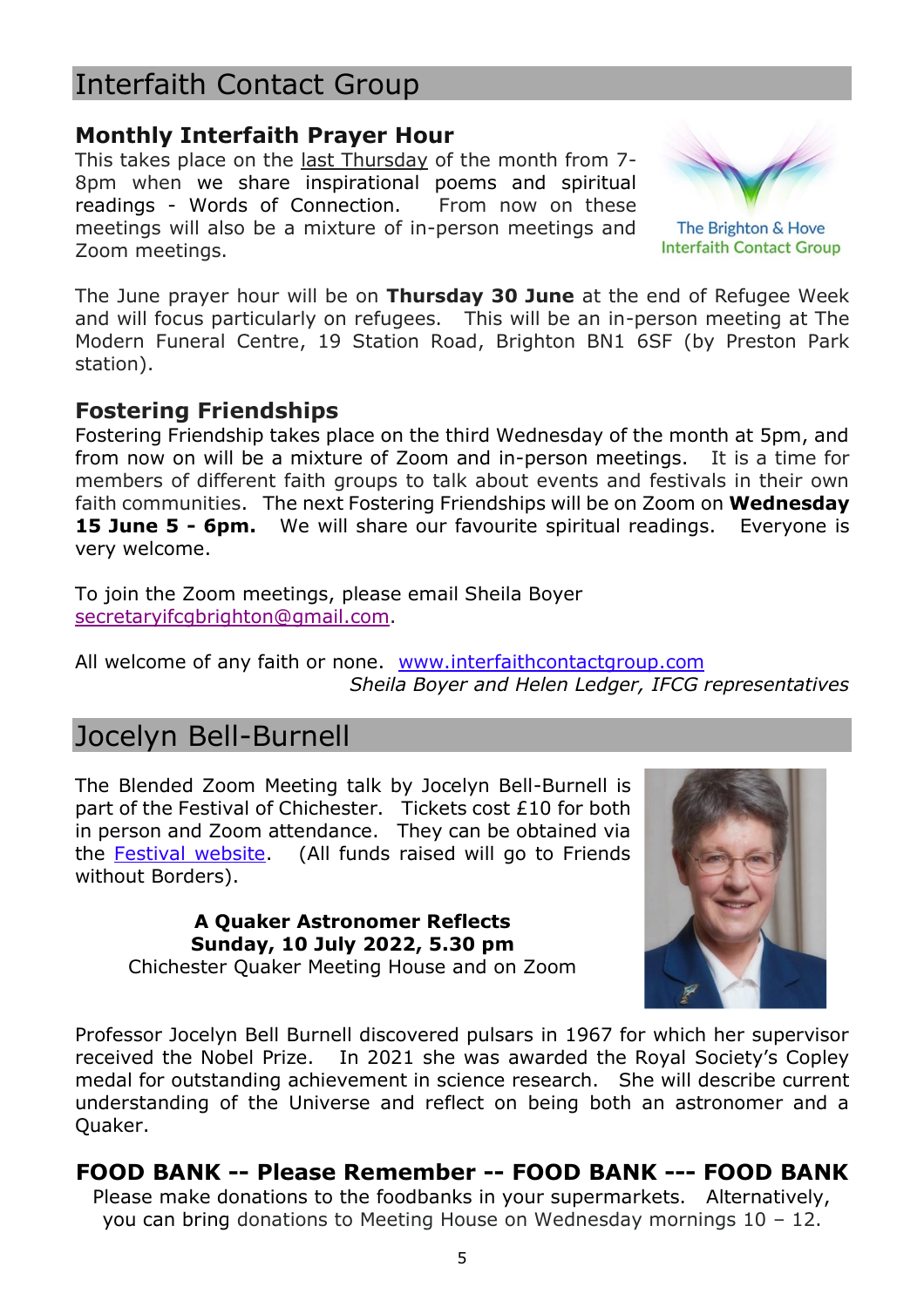## Interfaith Contact Group

### Monthly Interfaith Prayer Hour

This takes place on the last Thursday of the month from 7-8pm when we share inspirational poems and spiritual readings - Words of Connection. From now on these meetings will also be a mixture of in-person meetings and Zoom meetings.

The Brighton & Hove Interfaith Contact Group

The June prayer hour will be on **Thursday 30 June** at the end of Refugee Week and will focus particularly on refugees. This will be an in-person meeting at The Modern Funeral Centre, 19 Station Road, Brighton BN1 6SF (by Preston Park station).

### Fostering Friendships

Fostering Friendship takes place on the third Wednesday of the month at 5pm, and from now on will be a mixture of Zoom and in-person meetings. It is a time for members of different faith groups to talk about events and festivals in their own faith communities. The next Fostering Friendships will be on Zoom on **Wednesday 15 June 5 - 6pm.** We will share our favourite spiritual readings. Everyone is very welcome.

To join the Zoom meetings, please email Sheila Boyer secretaryifcgbrighton@gmail.com.

All welcome of any faith or none. www.interfaithcontactgroup.com

*Sheila Boyer and Helen Ledger, IFCG representatives*

## Jocelyn Bell-Burnell

The Blended Zoom Meeting talk by Jocelyn Bell-Burnell is part of the Festival of Chichester. Tickets cost £10 for both in person and Zoom attendance. They can be obtained via the Festival website. (All funds raised will go to Friends without Borders).

**A Quaker Astronomer Reflects**
**Sunday, 10 July 2022, 5.30 pm**
Chichester Quaker Meeting House and on Zoom

Professor Jocelyn Bell Burnell discovered pulsars in 1967 for which her supervisor received the Nobel Prize. In 2021 she was awarded the Royal Society's Copley medal for outstanding achievement in science research. She will describe current understanding of the Universe and reflect on being both an astronomer and a Quaker.

### FOOD BANK -- Please Remember -- FOOD BANK --- FOOD BANK

Please make donations to the foodbanks in your supermarkets. Alternatively, you can bring donations to Meeting House on Wednesday mornings 10 – 12.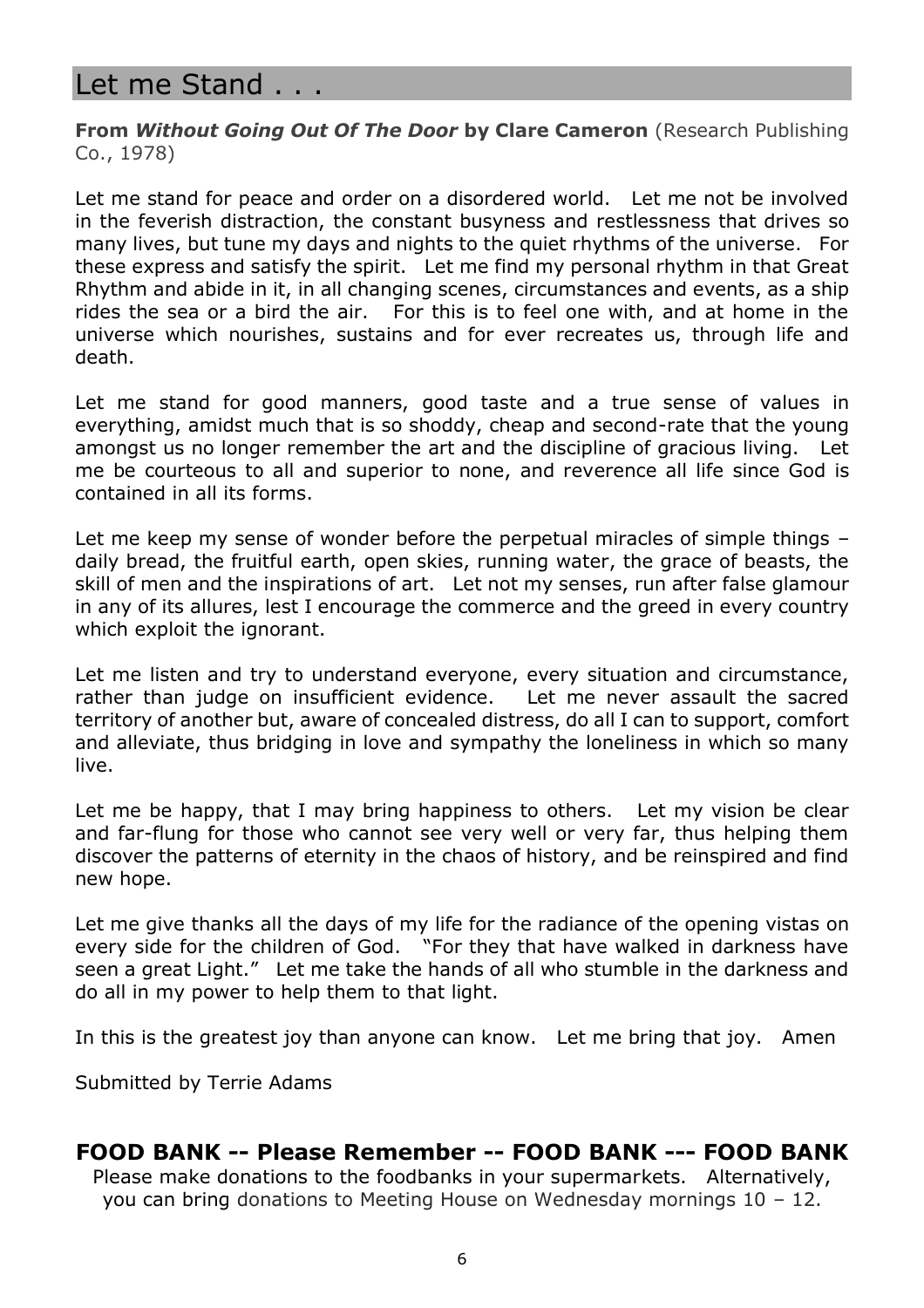# Let me Stand . . .

**From *Without Going Out Of The Door* by Clare Cameron** (Research Publishing Co., 1978)

Let me stand for peace and order on a disordered world. Let me not be involved in the feverish distraction, the constant busyness and restlessness that drives so many lives, but tune my days and nights to the quiet rhythms of the universe. For these express and satisfy the spirit. Let me find my personal rhythm in that Great Rhythm and abide in it, in all changing scenes, circumstances and events, as a ship rides the sea or a bird the air. For this is to feel one with, and at home in the universe which nourishes, sustains and for ever recreates us, through life and death.

Let me stand for good manners, good taste and a true sense of values in everything, amidst much that is so shoddy, cheap and second-rate that the young amongst us no longer remember the art and the discipline of gracious living. Let me be courteous to all and superior to none, and reverence all life since God is contained in all its forms.

Let me keep my sense of wonder before the perpetual miracles of simple things – daily bread, the fruitful earth, open skies, running water, the grace of beasts, the skill of men and the inspirations of art. Let not my senses, run after false glamour in any of its allures, lest I encourage the commerce and the greed in every country which exploit the ignorant.

Let me listen and try to understand everyone, every situation and circumstance, rather than judge on insufficient evidence. Let me never assault the sacred territory of another but, aware of concealed distress, do all I can to support, comfort and alleviate, thus bridging in love and sympathy the loneliness in which so many live.

Let me be happy, that I may bring happiness to others. Let my vision be clear and far-flung for those who cannot see very well or very far, thus helping them discover the patterns of eternity in the chaos of history, and be reinspired and find new hope.

Let me give thanks all the days of my life for the radiance of the opening vistas on every side for the children of God. "For they that have walked in darkness have seen a great Light." Let me take the hands of all who stumble in the darkness and do all in my power to help them to that light.

In this is the greatest joy than anyone can know. Let me bring that joy. Amen

Submitted by Terrie Adams

## FOOD BANK -- Please Remember -- FOOD BANK --- FOOD BANK

Please make donations to the foodbanks in your supermarkets. Alternatively, you can bring donations to Meeting House on Wednesday mornings 10 – 12.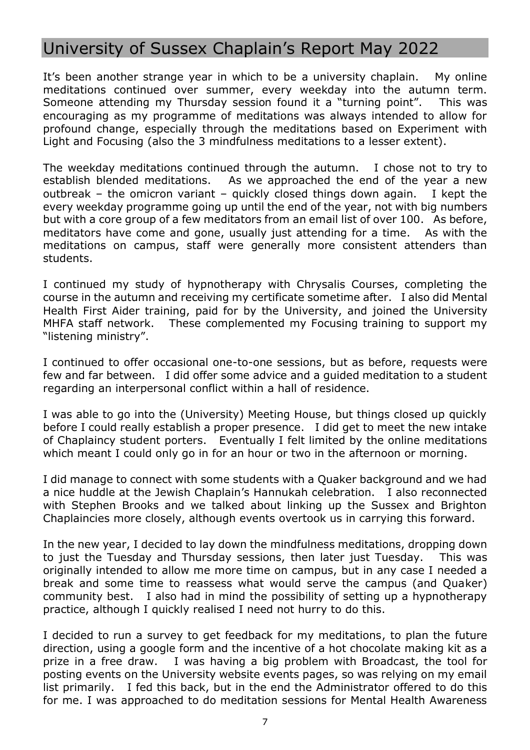# University of Sussex Chaplain's Report May 2022

It's been another strange year in which to be a university chaplain. My online meditations continued over summer, every weekday into the autumn term. Someone attending my Thursday session found it a "turning point". This was encouraging as my programme of meditations was always intended to allow for profound change, especially through the meditations based on Experiment with Light and Focusing (also the 3 mindfulness meditations to a lesser extent).

The weekday meditations continued through the autumn. I chose not to try to establish blended meditations. As we approached the end of the year a new outbreak – the omicron variant – quickly closed things down again. I kept the every weekday programme going up until the end of the year, not with big numbers but with a core group of a few meditators from an email list of over 100. As before, meditators have come and gone, usually just attending for a time. As with the meditations on campus, staff were generally more consistent attenders than students.

I continued my study of hypnotherapy with Chrysalis Courses, completing the course in the autumn and receiving my certificate sometime after. I also did Mental Health First Aider training, paid for by the University, and joined the University MHFA staff network. These complemented my Focusing training to support my "listening ministry".

I continued to offer occasional one-to-one sessions, but as before, requests were few and far between. I did offer some advice and a guided meditation to a student regarding an interpersonal conflict within a hall of residence.

I was able to go into the (University) Meeting House, but things closed up quickly before I could really establish a proper presence. I did get to meet the new intake of Chaplaincy student porters. Eventually I felt limited by the online meditations which meant I could only go in for an hour or two in the afternoon or morning.

I did manage to connect with some students with a Quaker background and we had a nice huddle at the Jewish Chaplain's Hannukah celebration. I also reconnected with Stephen Brooks and we talked about linking up the Sussex and Brighton Chaplaincies more closely, although events overtook us in carrying this forward.

In the new year, I decided to lay down the mindfulness meditations, dropping down to just the Tuesday and Thursday sessions, then later just Tuesday. This was originally intended to allow me more time on campus, but in any case I needed a break and some time to reassess what would serve the campus (and Quaker) community best. I also had in mind the possibility of setting up a hypnotherapy practice, although I quickly realised I need not hurry to do this.

I decided to run a survey to get feedback for my meditations, to plan the future direction, using a google form and the incentive of a hot chocolate making kit as a prize in a free draw. I was having a big problem with Broadcast, the tool for posting events on the University website events pages, so was relying on my email list primarily. I fed this back, but in the end the Administrator offered to do this for me. I was approached to do meditation sessions for Mental Health Awareness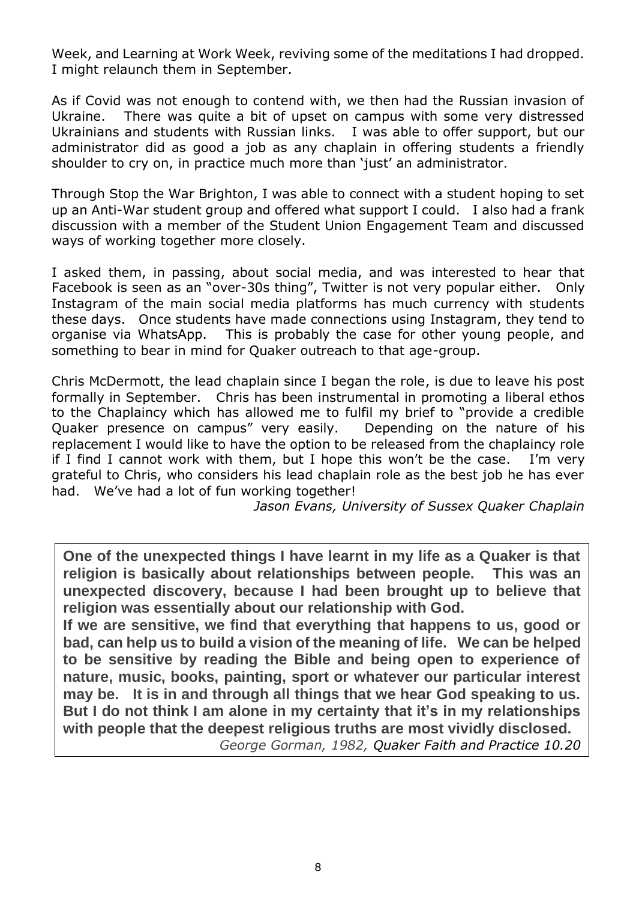Week, and Learning at Work Week, reviving some of the meditations I had dropped. I might relaunch them in September.

As if Covid was not enough to contend with, we then had the Russian invasion of Ukraine. There was quite a bit of upset on campus with some very distressed Ukrainians and students with Russian links. I was able to offer support, but our administrator did as good a job as any chaplain in offering students a friendly shoulder to cry on, in practice much more than 'just' an administrator.

Through Stop the War Brighton, I was able to connect with a student hoping to set up an Anti-War student group and offered what support I could. I also had a frank discussion with a member of the Student Union Engagement Team and discussed ways of working together more closely.

I asked them, in passing, about social media, and was interested to hear that Facebook is seen as an "over-30s thing", Twitter is not very popular either. Only Instagram of the main social media platforms has much currency with students these days. Once students have made connections using Instagram, they tend to organise via WhatsApp. This is probably the case for other young people, and something to bear in mind for Quaker outreach to that age-group.

Chris McDermott, the lead chaplain since I began the role, is due to leave his post formally in September. Chris has been instrumental in promoting a liberal ethos to the Chaplaincy which has allowed me to fulfil my brief to "provide a credible Quaker presence on campus" very easily. Depending on the nature of his replacement I would like to have the option to be released from the chaplaincy role if I find I cannot work with them, but I hope this won't be the case. I'm very grateful to Chris, who considers his lead chaplain role as the best job he has ever had. We've had a lot of fun working together!

*Jason Evans, University of Sussex Quaker Chaplain*

**One of the unexpected things I have learnt in my life as a Quaker is that religion is basically about relationships between people. This was an unexpected discovery, because I had been brought up to believe that religion was essentially about our relationship with God.**
**If we are sensitive, we find that everything that happens to us, good or bad, can help us to build a vision of the meaning of life. We can be helped to be sensitive by reading the Bible and being open to experience of nature, music, books, painting, sport or whatever our particular interest may be. It is in and through all things that we hear God speaking to us. But I do not think I am alone in my certainty that it's in my relationships with people that the deepest religious truths are most vividly disclosed.**

*George Gorman, 1982, Quaker Faith and Practice 10.20*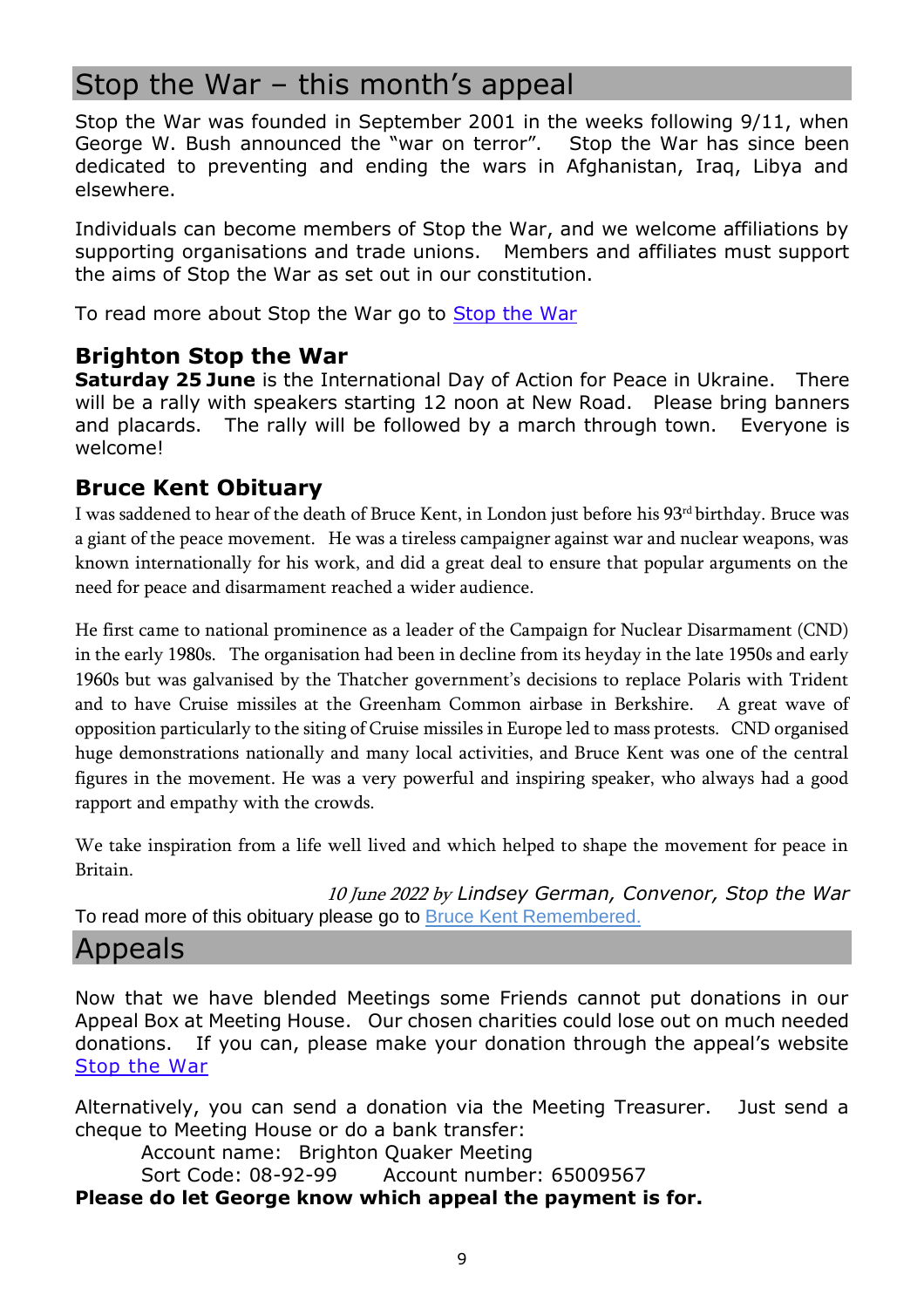# Stop the War – this month's appeal

Stop the War was founded in September 2001 in the weeks following 9/11, when George W. Bush announced the "war on terror". Stop the War has since been dedicated to preventing and ending the wars in Afghanistan, Iraq, Libya and elsewhere.

Individuals can become members of Stop the War, and we welcome affiliations by supporting organisations and trade unions. Members and affiliates must support the aims of Stop the War as set out in our constitution.

To read more about Stop the War go to Stop the War

## Brighton Stop the War

**Saturday 25 June** is the International Day of Action for Peace in Ukraine. There will be a rally with speakers starting 12 noon at New Road. Please bring banners and placards. The rally will be followed by a march through town. Everyone is welcome!

## Bruce Kent Obituary

I was saddened to hear of the death of Bruce Kent, in London just before his 93rd birthday. Bruce was a giant of the peace movement. He was a tireless campaigner against war and nuclear weapons, was known internationally for his work, and did a great deal to ensure that popular arguments on the need for peace and disarmament reached a wider audience.

He first came to national prominence as a leader of the Campaign for Nuclear Disarmament (CND) in the early 1980s. The organisation had been in decline from its heyday in the late 1950s and early 1960s but was galvanised by the Thatcher government's decisions to replace Polaris with Trident and to have Cruise missiles at the Greenham Common airbase in Berkshire. A great wave of opposition particularly to the siting of Cruise missiles in Europe led to mass protests. CND organised huge demonstrations nationally and many local activities, and Bruce Kent was one of the central figures in the movement. He was a very powerful and inspiring speaker, who always had a good rapport and empathy with the crowds.

We take inspiration from a life well lived and which helped to shape the movement for peace in Britain.

*10 June 2022 by* *Lindsey German, Convenor, Stop the War*

To read more of this obituary please go to Bruce Kent Remembered.

# Appeals

Now that we have blended Meetings some Friends cannot put donations in our Appeal Box at Meeting House. Our chosen charities could lose out on much needed donations. If you can, please make your donation through the appeal's website Stop the War

Alternatively, you can send a donation via the Meeting Treasurer. Just send a cheque to Meeting House or do a bank transfer:

Account name: Brighton Quaker Meeting
Sort Code: 08-92-99 Account number: 65009567

**Please do let George know which appeal the payment is for.**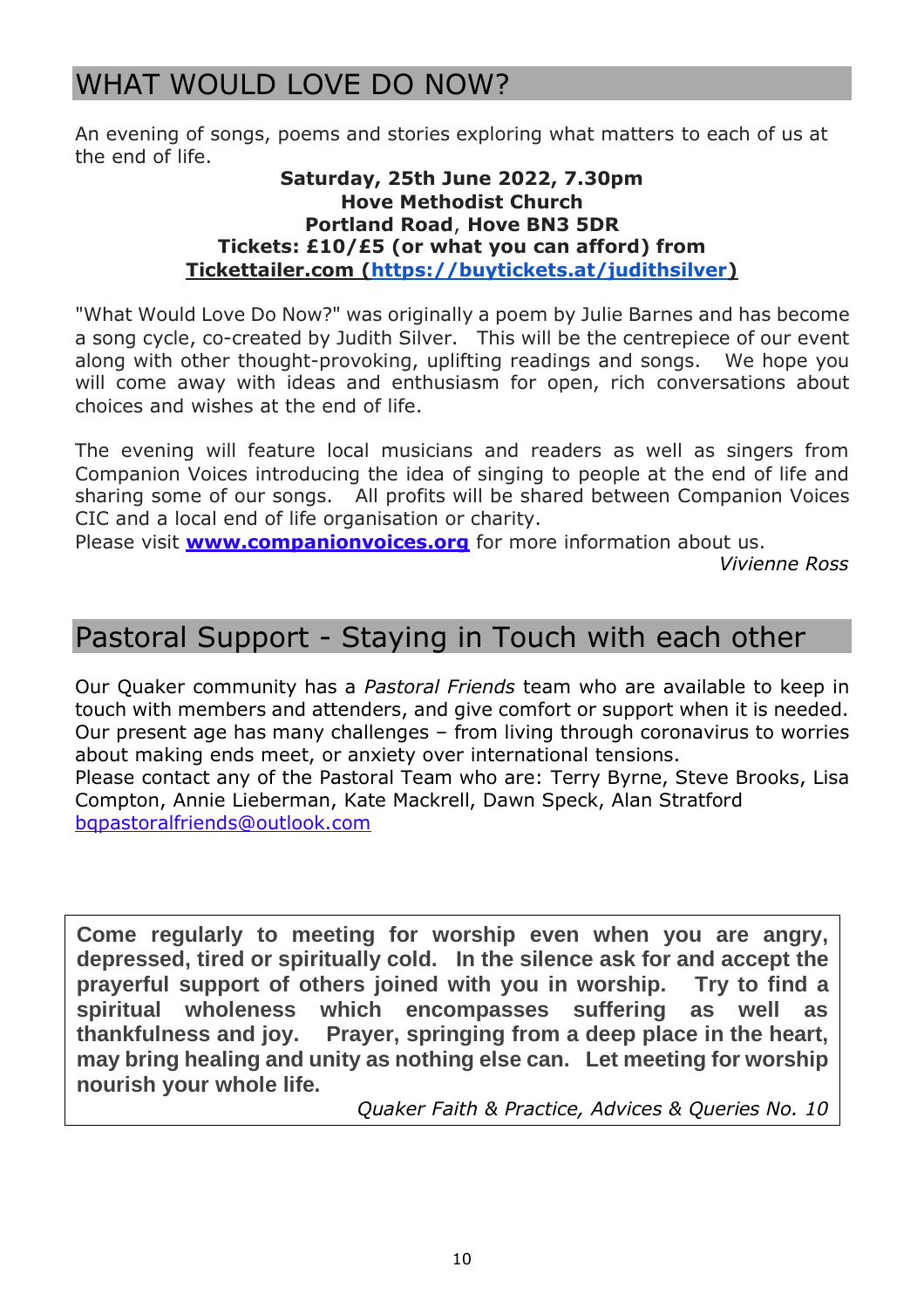# WHAT WOULD LOVE DO NOW?

An evening of songs, poems and stories exploring what matters to each of us at the end of life.

**Saturday, 25th June 2022, 7.30pm**
**Hove Methodist Church**
**Portland Road, Hove BN3 5DR**
**Tickets: £10/£5 (or what you can afford) from**
**Tickettailer.com (https://buytickets.at/judithsilver)**

"What Would Love Do Now?" was originally a poem by Julie Barnes and has become a song cycle, co-created by Judith Silver. This will be the centrepiece of our event along with other thought-provoking, uplifting readings and songs. We hope you will come away with ideas and enthusiasm for open, rich conversations about choices and wishes at the end of life.

The evening will feature local musicians and readers as well as singers from Companion Voices introducing the idea of singing to people at the end of life and sharing some of our songs. All profits will be shared between Companion Voices CIC and a local end of life organisation or charity.
Please visit **www.companionvoices.org** for more information about us.

*Vivienne Ross*

# Pastoral Support - Staying in Touch with each other

Our Quaker community has a *Pastoral Friends* team who are available to keep in touch with members and attenders, and give comfort or support when it is needed. Our present age has many challenges – from living through coronavirus to worries about making ends meet, or anxiety over international tensions.
Please contact any of the Pastoral Team who are: Terry Byrne, Steve Brooks, Lisa Compton, Annie Lieberman, Kate Mackrell, Dawn Speck, Alan Stratford
bqpastoralfriends@outlook.com

**Come regularly to meeting for worship even when you are angry, depressed, tired or spiritually cold. In the silence ask for and accept the prayerful support of others joined with you in worship. Try to find a spiritual wholeness which encompasses suffering as well as thankfulness and joy. Prayer, springing from a deep place in the heart, may bring healing and unity as nothing else can. Let meeting for worship nourish your whole life.**

*Quaker Faith & Practice, Advices & Queries No. 10*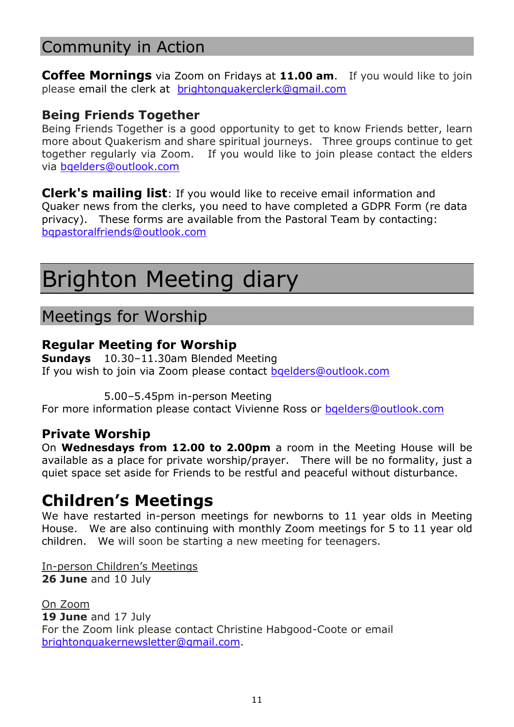## Community in Action

**Coffee Mornings** via Zoom on Fridays at **11.00 am**. If you would like to join please email the clerk at brightonquakerclerk@gmail.com

### Being Friends Together

Being Friends Together is a good opportunity to get to know Friends better, learn more about Quakerism and share spiritual journeys. Three groups continue to get together regularly via Zoom. If you would like to join please contact the elders via bqelders@outlook.com

**Clerk's mailing list**: If you would like to receive email information and Quaker news from the clerks, you need to have completed a GDPR Form (re data privacy). These forms are available from the Pastoral Team by contacting: bqpastoralfriends@outlook.com

# Brighton Meeting diary

## Meetings for Worship

### Regular Meeting for Worship

**Sundays** 10.30–11.30am Blended Meeting
If you wish to join via Zoom please contact bqelders@outlook.com

5.00–5.45pm in-person Meeting
For more information please contact Vivienne Ross or bqelders@outlook.com

### Private Worship

On **Wednesdays from 12.00 to 2.00pm** a room in the Meeting House will be available as a place for private worship/prayer. There will be no formality, just a quiet space set aside for Friends to be restful and peaceful without disturbance.

## Children's Meetings

We have restarted in-person meetings for newborns to 11 year olds in Meeting House. We are also continuing with monthly Zoom meetings for 5 to 11 year old children. We will soon be starting a new meeting for teenagers.

In-person Children's Meetings
**26 June** and 10 July

On Zoom
**19 June** and 17 July
For the Zoom link please contact Christine Habgood-Coote or email brightonquakernewsletter@gmail.com.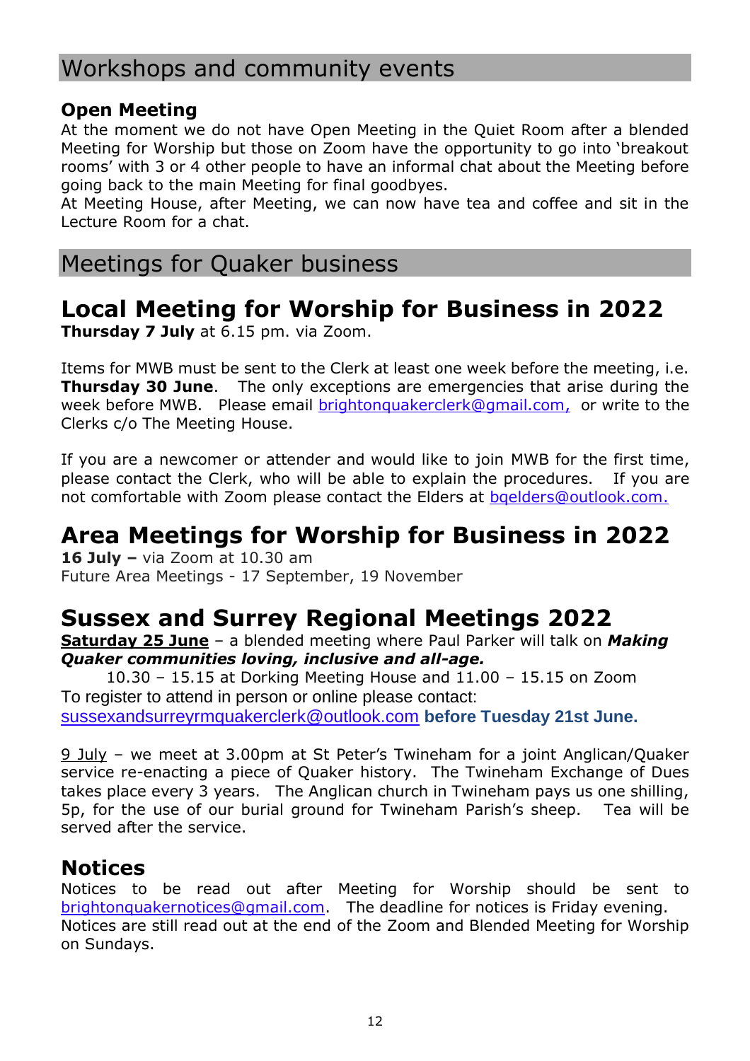## Workshops and community events

### Open Meeting

At the moment we do not have Open Meeting in the Quiet Room after a blended Meeting for Worship but those on Zoom have the opportunity to go into 'breakout rooms' with 3 or 4 other people to have an informal chat about the Meeting before going back to the main Meeting for final goodbyes.
At Meeting House, after Meeting, we can now have tea and coffee and sit in the Lecture Room for a chat.

## Meetings for Quaker business

# Local Meeting for Worship for Business in 2022

**Thursday 7 July** at 6.15 pm. via Zoom.

Items for MWB must be sent to the Clerk at least one week before the meeting, i.e. **Thursday 30 June**. The only exceptions are emergencies that arise during the week before MWB. Please email brightonquakerclerk@gmail.com, or write to the Clerks c/o The Meeting House.

If you are a newcomer or attender and would like to join MWB for the first time, please contact the Clerk, who will be able to explain the procedures. If you are not comfortable with Zoom please contact the Elders at bqelders@outlook.com.

# Area Meetings for Worship for Business in 2022

**16 July –** via Zoom at 10.30 am
Future Area Meetings - 17 September, 19 November

# Sussex and Surrey Regional Meetings 2022

**Saturday 25 June** – a blended meeting where Paul Parker will talk on ***Making Quaker communities loving, inclusive and all-age.***
10.30 – 15.15 at Dorking Meeting House and 11.00 – 15.15 on Zoom
To register to attend in person or online please contact:
sussexandsurreyrmquakerclerk@outlook.com **before Tuesday 21st June.**

9 July – we meet at 3.00pm at St Peter's Twineham for a joint Anglican/Quaker service re-enacting a piece of Quaker history. The Twineham Exchange of Dues takes place every 3 years. The Anglican church in Twineham pays us one shilling, 5p, for the use of our burial ground for Twineham Parish's sheep. Tea will be served after the service.

## Notices

Notices to be read out after Meeting for Worship should be sent to brightonquakernotices@gmail.com. The deadline for notices is Friday evening.
Notices are still read out at the end of the Zoom and Blended Meeting for Worship on Sundays.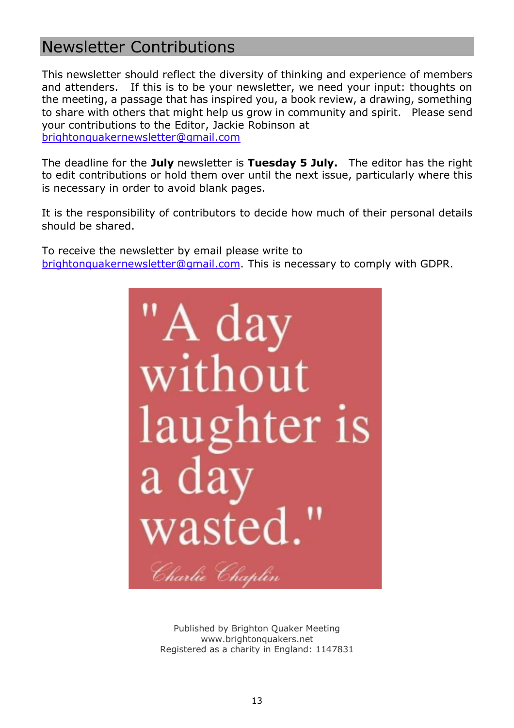## Newsletter Contributions

This newsletter should reflect the diversity of thinking and experience of members and attenders. If this is to be your newsletter, we need your input: thoughts on the meeting, a passage that has inspired you, a book review, a drawing, something to share with others that might help us grow in community and spirit. Please send your contributions to the Editor, Jackie Robinson at brightonquakernewsletter@gmail.com

The deadline for the **July** newsletter is **Tuesday 5 July.** The editor has the right to edit contributions or hold them over until the next issue, particularly where this is necessary in order to avoid blank pages.

It is the responsibility of contributors to decide how much of their personal details should be shared.

To receive the newsletter by email please write to brightonquakernewsletter@gmail.com. This is necessary to comply with GDPR.

"A day without laughter is a day wasted."

Charlie Chaplin

Published by Brighton Quaker Meeting
www.brightonquakers.net
Registered as a charity in England: 1147831